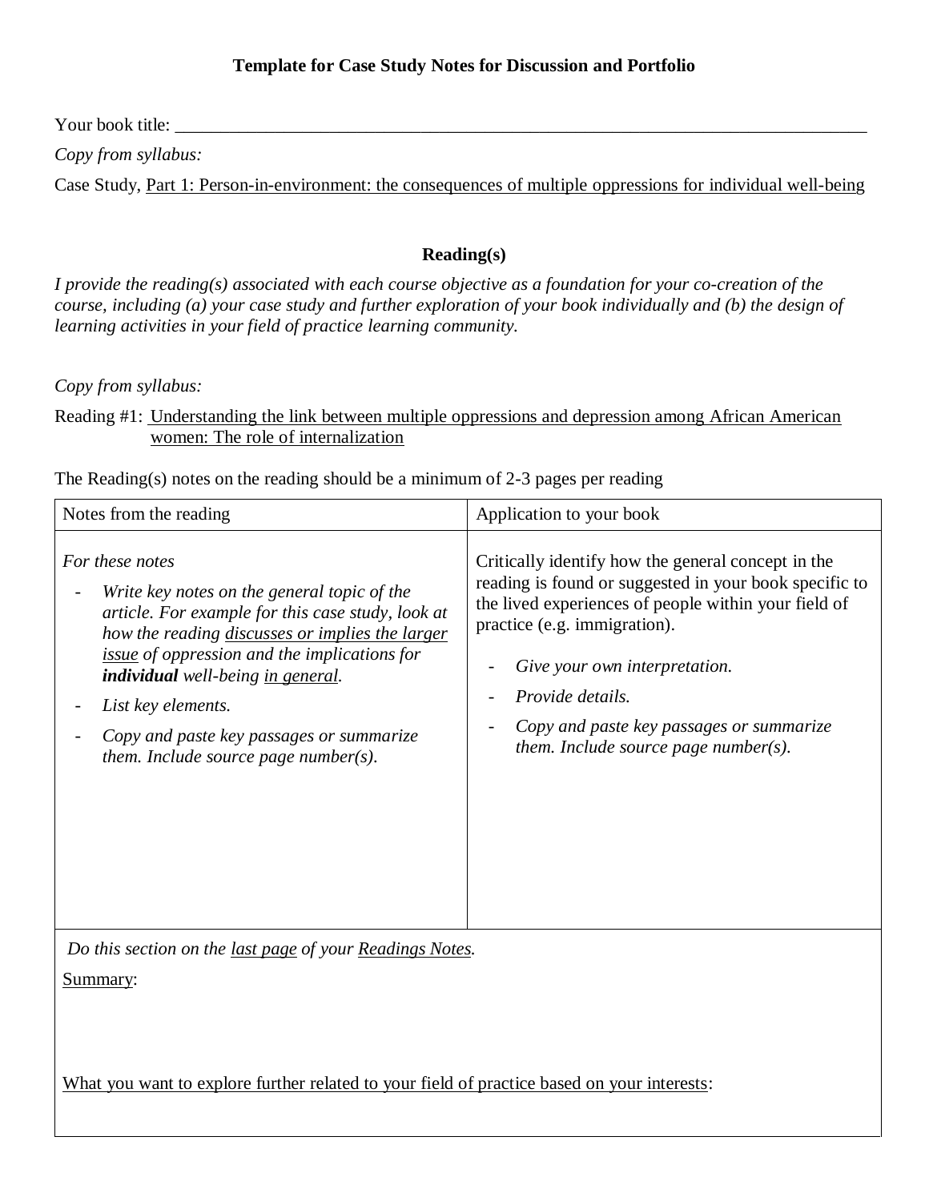**Template for Case Study Notes for Discussion and Portfolio**

Your book title: ___________________________________________________________________________

*Copy from syllabus:*

Case Study, Part 1: Person-in-environment: the consequences of multiple oppressions for individual well-being

**Reading(s)**

*I provide the reading(s) associated with each course objective as a foundation for your co-creation of the course, including (a) your case study and further exploration of your book individually and (b) the design of learning activities in your field of practice learning community.*

*Copy from syllabus:*

Reading #1: Understanding the link between multiple oppressions and depression among African American women: The role of internalization

The Reading(s) notes on the reading should be a minimum of 2-3 pages per reading

| Notes from the reading | Application to your book |
| --- | --- |
| *For these notes*<br>- *Write key notes on the general topic of the article. For example for this case study, look at how the reading discusses or implies the larger issue of oppression and the implications for* ***individual*** *well-being in general.*<br>- *List key elements.*<br>- *Copy and paste key passages or summarize them. Include source page number(s).* | Critically identify how the general concept in the reading is found or suggested in your book specific to the lived experiences of people within your field of practice (e.g. immigration).<br>- *Give your own interpretation.*<br>- *Provide details.*<br>- *Copy and paste key passages or summarize them. Include source page number(s).* |
| *Do this section on the last page of your Readings Notes.*<br>Summary:<br><br>What you want to explore further related to your field of practice based on your interests: | |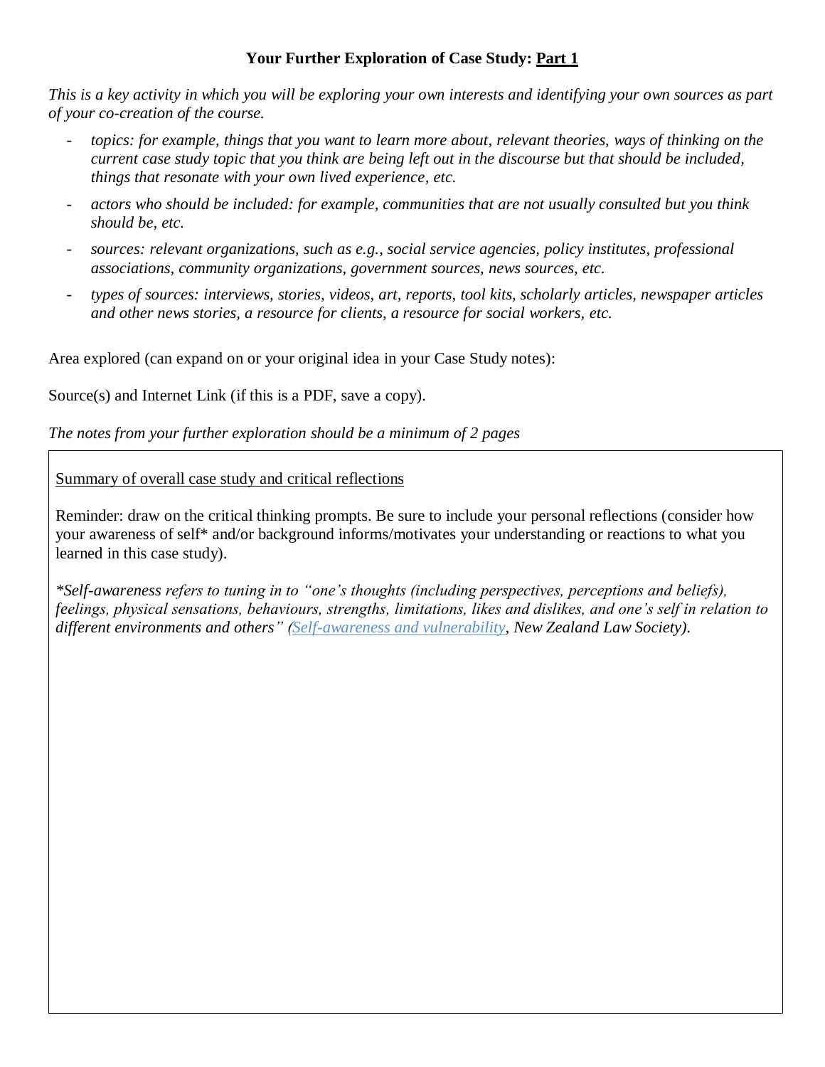**Your Further Exploration of Case Study: <u>Part 1</u>**

*This is a key activity in which you will be exploring your own interests and identifying your own sources as part of your co-creation of the course.*

- *topics: for example, things that you want to learn more about, relevant theories, ways of thinking on the current case study topic that you think are being left out in the discourse but that should be included, things that resonate with your own lived experience, etc.*
- *actors who should be included: for example, communities that are not usually consulted but you think should be, etc.*
- *sources: relevant organizations, such as e.g., social service agencies, policy institutes, professional associations, community organizations, government sources, news sources, etc.*
- *types of sources: interviews, stories, videos, art, reports, tool kits, scholarly articles, newspaper articles and other news stories, a resource for clients, a resource for social workers, etc.*

Area explored (can expand on or your original idea in your Case Study notes):

Source(s) and Internet Link (if this is a PDF, save a copy).

*The notes from your further exploration should be a minimum of 2 pages*

<u>Summary of overall case study and critical reflections</u>

Reminder: draw on the critical thinking prompts. Be sure to include your personal reflections (consider how your awareness of self* and/or background informs/motivates your understanding or reactions to what you learned in this case study).

*\*Self-awareness refers to tuning in to "one's thoughts (including perspectives, perceptions and beliefs), feelings, physical sensations, behaviours, strengths, limitations, likes and dislikes, and one's self in relation to different environments and others" ([Self-awareness and vulnerability](), New Zealand Law Society).*